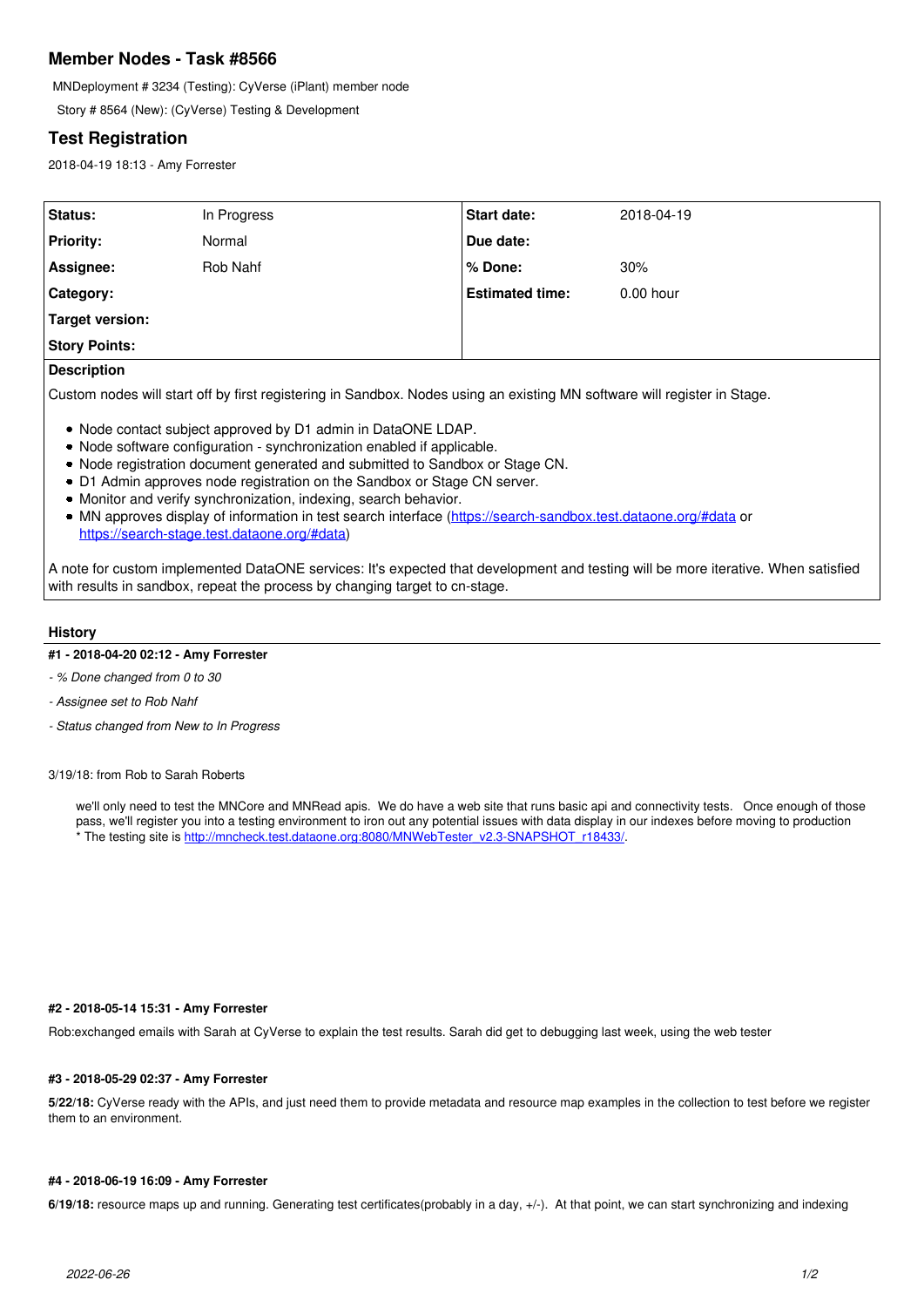## Member Nodes - Task #8566

MNDeployment # 3234 (Testing): CyVerse (iPlant) member node

Story # 8564 (New): (CyVerse) Testing & Development

## Test Registration

2018-04-19 18:13 - Amy Forrester

| | | | |
|---|---|---|---|
| **Status:** | In Progress | **Start date:** | 2018-04-19 |
| **Priority:** | Normal | **Due date:** | |
| **Assignee:** | Rob Nahf | **% Done:** | 30% |
| **Category:** | | **Estimated time:** | 0.00 hour |
| **Target version:** | | | |
| **Story Points:** | | | |

**Description**

Custom nodes will start off by first registering in Sandbox. Nodes using an existing MN software will register in Stage.

- Node contact subject approved by D1 admin in DataONE LDAP.
- Node software configuration - synchronization enabled if applicable.
- Node registration document generated and submitted to Sandbox or Stage CN.
- D1 Admin approves node registration on the Sandbox or Stage CN server.
- Monitor and verify synchronization, indexing, search behavior.
- MN approves display of information in test search interface (https://search-sandbox.test.dataone.org/#data or https://search-stage.test.dataone.org/#data)

A note for custom implemented DataONE services: It's expected that development and testing will be more iterative. When satisfied with results in sandbox, repeat the process by changing target to cn-stage.

### History

#### #1 - 2018-04-20 02:12 - Amy Forrester

- *% Done changed from 0 to 30*
- *Assignee set to Rob Nahf*
- *Status changed from New to In Progress*

3/19/18: from Rob to Sarah Roberts

> we'll only need to test the MNCore and MNRead apis. We do have a web site that runs basic api and connectivity tests. Once enough of those pass, we'll register you into a testing environment to iron out any potential issues with data display in our indexes before moving to production
> * The testing site is http://mncheck.test.dataone.org:8080/MNWebTester_v2.3-SNAPSHOT_r18433/.

#### #2 - 2018-05-14 15:31 - Amy Forrester

Rob:exchanged emails with Sarah at CyVerse to explain the test results. Sarah did get to debugging last week, using the web tester

#### #3 - 2018-05-29 02:37 - Amy Forrester

**5/22/18:** CyVerse ready with the APIs, and just need them to provide metadata and resource map examples in the collection to test before we register them to an environment.

#### #4 - 2018-06-19 16:09 - Amy Forrester

**6/19/18:** resource maps up and running. Generating test certificates(probably in a day, +/-). At that point, we can start synchronizing and indexing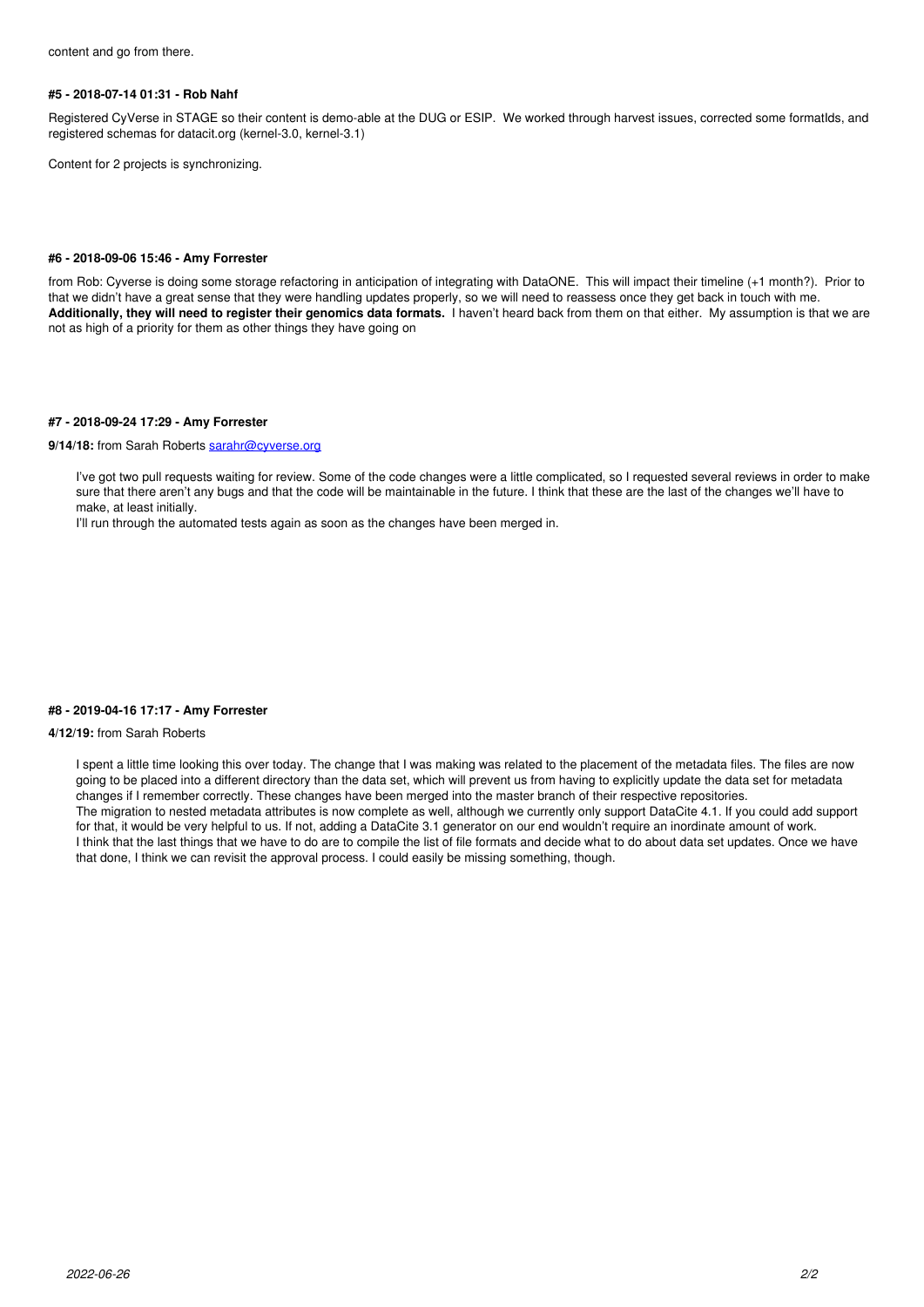content and go from there.

#### #5 - 2018-07-14 01:31 - Rob Nahf

Registered CyVerse in STAGE so their content is demo-able at the DUG or ESIP. We worked through harvest issues, corrected some formatIds, and registered schemas for datacit.org (kernel-3.0, kernel-3.1)

Content for 2 projects is synchronizing.

#### #6 - 2018-09-06 15:46 - Amy Forrester

from Rob: Cyverse is doing some storage refactoring in anticipation of integrating with DataONE. This will impact their timeline (+1 month?). Prior to that we didn't have a great sense that they were handling updates properly, so we will need to reassess once they get back in touch with me.
**Additionally, they will need to register their genomics data formats.** I haven't heard back from them on that either. My assumption is that we are not as high of a priority for them as other things they have going on

#### #7 - 2018-09-24 17:29 - Amy Forrester

**9/14/18:** from Sarah Roberts [sarahr@cyverse.org](mailto:sarahr@cyverse.org)

> I've got two pull requests waiting for review. Some of the code changes were a little complicated, so I requested several reviews in order to make sure that there aren't any bugs and that the code will be maintainable in the future. I think that these are the last of the changes we'll have to make, at least initially.
> I'll run through the automated tests again as soon as the changes have been merged in.

#### #8 - 2019-04-16 17:17 - Amy Forrester

**4/12/19:** from Sarah Roberts

> I spent a little time looking this over today. The change that I was making was related to the placement of the metadata files. The files are now going to be placed into a different directory than the data set, which will prevent us from having to explicitly update the data set for metadata changes if I remember correctly. These changes have been merged into the master branch of their respective repositories.
> The migration to nested metadata attributes is now complete as well, although we currently only support DataCite 4.1. If you could add support for that, it would be very helpful to us. If not, adding a DataCite 3.1 generator on our end wouldn't require an inordinate amount of work.
> I think that the last things that we have to do are to compile the list of file formats and decide what to do about data set updates. Once we have that done, I think we can revisit the approval process. I could easily be missing something, though.